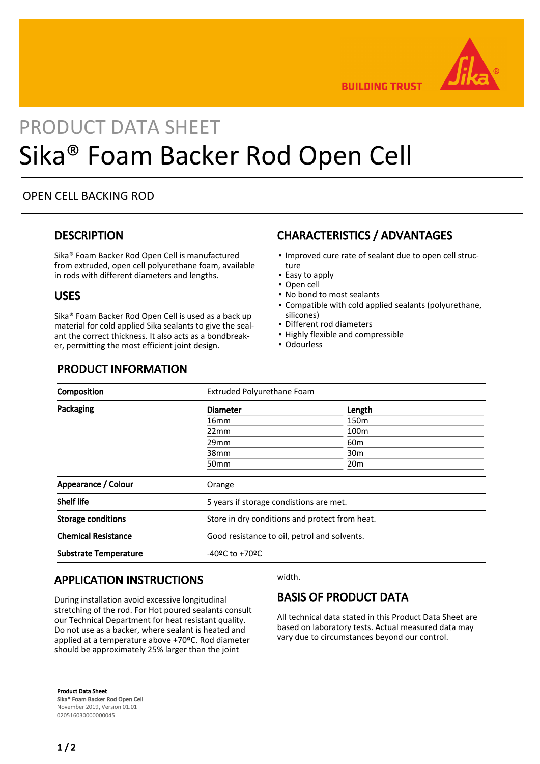BUILDING TRUST

PRODUCT DATA SHEET

# Sika® Foam Backer Rod Open Cell

OPEN CELL BACKING ROD

## DESCRIPTION

Sika® Foam Backer Rod Open Cell is manufactured from extruded, open cell polyurethane foam, available in rods with different diameters and lengths.

## USES

Sika® Foam Backer Rod Open Cell is used as a back up material for cold applied Sika sealants to give the sealant the correct thickness. It also acts as a bondbreaker, permitting the most efficient joint design.

## CHARACTERISTICS / ADVANTAGES

- Improved cure rate of sealant due to open cell structure
- Easy to apply
- Open cell
- No bond to most sealants
- Compatible with cold applied sealants (polyurethane, silicones)
- Different rod diameters
- Highly flexible and compressible
- Odourless

## PRODUCT INFORMATION

| | | |
|---|---|---|
| **Composition** | Extruded Polyurethane Foam | |
| **Packaging** | **Diameter** | **Length** |
| | 16mm | 150m |
| | 22mm | 100m |
| | 29mm | 60m |
| | 38mm | 30m |
| | 50mm | 20m |
| **Appearance / Colour** | Orange | |
| **Shelf life** | 5 years if storage condistions are met. | |
| **Storage conditions** | Store in dry conditions and protect from heat. | |
| **Chemical Resistance** | Good resistance to oil, petrol and solvents. | |
| **Substrate Temperature** | -40ºC to +70ºC | |

## APPLICATION INSTRUCTIONS

During installation avoid excessive longitudinal stretching of the rod. For Hot poured sealants consult our Technical Department for heat resistant quality. Do not use as a backer, where sealant is heated and applied at a temperature above +70ºC. Rod diameter should be approximately 25% larger than the joint width.

## BASIS OF PRODUCT DATA

All technical data stated in this Product Data Sheet are based on laboratory tests. Actual measured data may vary due to circumstances beyond our control.

**Product Data Sheet**
Sika® Foam Backer Rod Open Cell
November 2019, Version 01.01
020516030000000045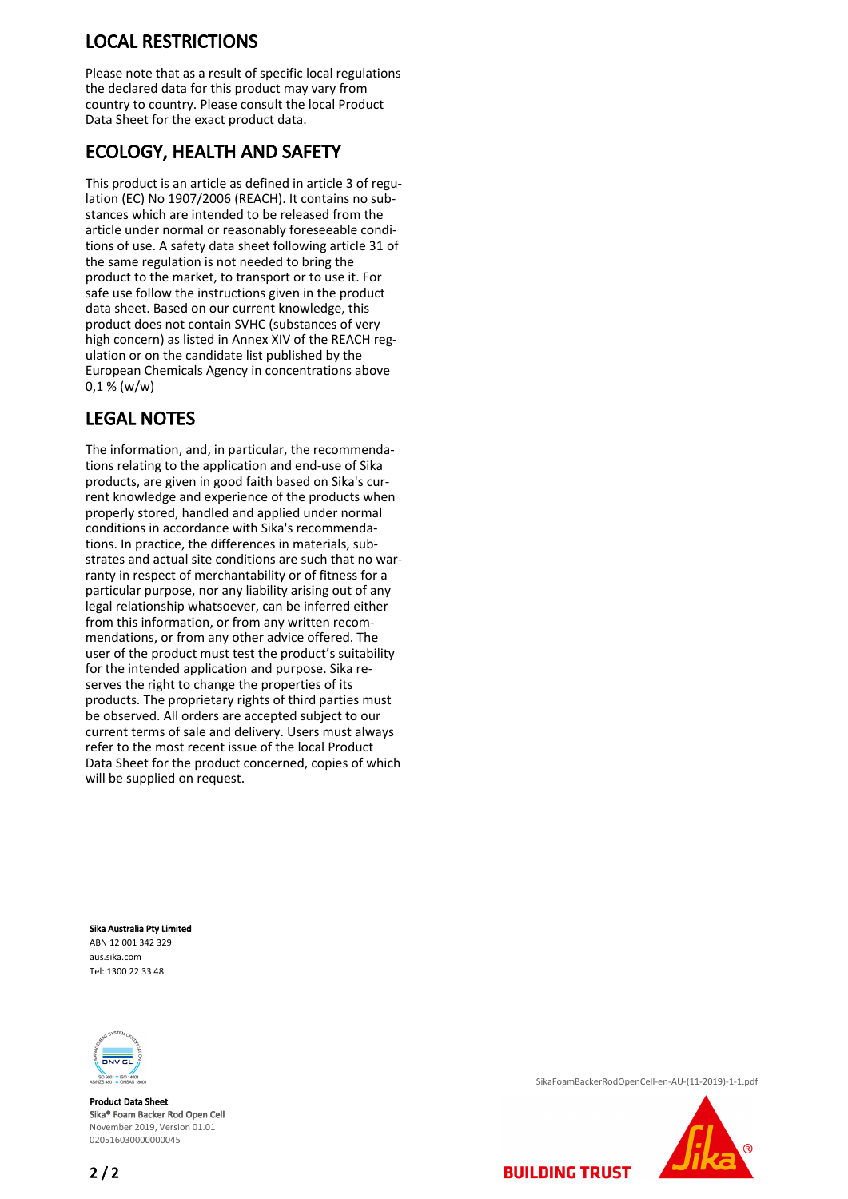## LOCAL RESTRICTIONS

Please note that as a result of specific local regulations the declared data for this product may vary from country to country. Please consult the local Product Data Sheet for the exact product data.

## ECOLOGY, HEALTH AND SAFETY

This product is an article as defined in article 3 of regulation (EC) No 1907/2006 (REACH). It contains no substances which are intended to be released from the article under normal or reasonably foreseeable conditions of use. A safety data sheet following article 31 of the same regulation is not needed to bring the product to the market, to transport or to use it. For safe use follow the instructions given in the product data sheet. Based on our current knowledge, this product does not contain SVHC (substances of very high concern) as listed in Annex XIV of the REACH regulation or on the candidate list published by the European Chemicals Agency in concentrations above 0,1 % (w/w)

## LEGAL NOTES

The information, and, in particular, the recommendations relating to the application and end-use of Sika products, are given in good faith based on Sika's current knowledge and experience of the products when properly stored, handled and applied under normal conditions in accordance with Sika's recommendations. In practice, the differences in materials, substrates and actual site conditions are such that no warranty in respect of merchantability or of fitness for a particular purpose, nor any liability arising out of any legal relationship whatsoever, can be inferred either from this information, or from any written recommendations, or from any other advice offered. The user of the product must test the product's suitability for the intended application and purpose. Sika reserves the right to change the properties of its products. The proprietary rights of third parties must be observed. All orders are accepted subject to our current terms of sale and delivery. Users must always refer to the most recent issue of the local Product Data Sheet for the product concerned, copies of which will be supplied on request.

**Sika Australia Pty Limited**
ABN 12 001 342 329
aus.sika.com
Tel: 1300 22 33 48

**Product Data Sheet**
**Sika® Foam Backer Rod Open Cell**
November 2019, Version 01.01
020516030000000045

SikaFoamBackerRodOpenCell-en-AU-(11-2019)-1-1.pdf